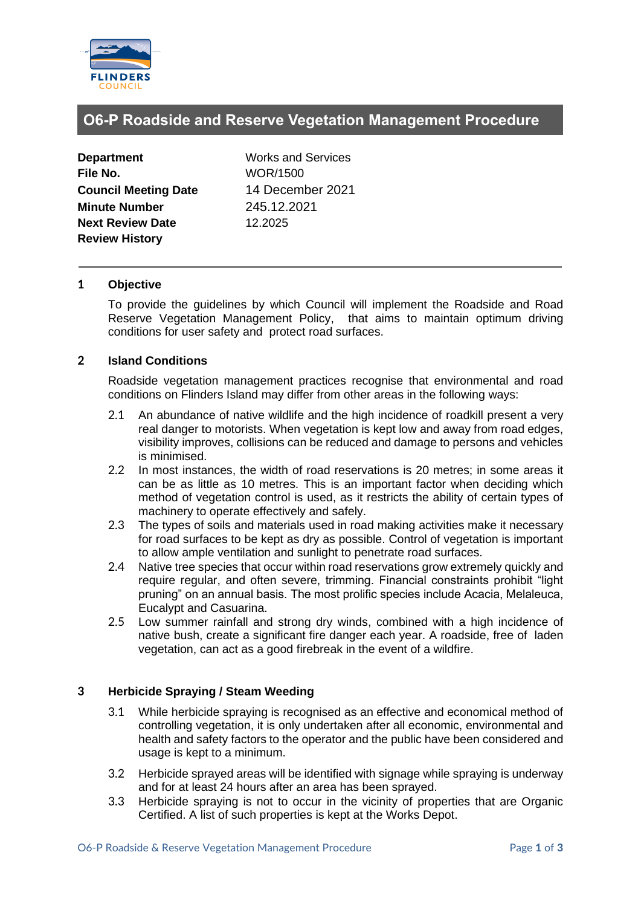# O6-P Roadside and Reserve Vegetation Management Procedure

| | |
|---|---|
| **Department** | Works and Services |
| **File No.** | WOR/1500 |
| **Council Meeting Date** | 14 December 2021 |
| **Minute Number** | 245.12.2021 |
| **Next Review Date** | 12.2025 |
| **Review History** | |

## 1 Objective

To provide the guidelines by which Council will implement the Roadside and Road Reserve Vegetation Management Policy, that aims to maintain optimum driving conditions for user safety and protect road surfaces.

## 2 Island Conditions

Roadside vegetation management practices recognise that environmental and road conditions on Flinders Island may differ from other areas in the following ways:

2.1 An abundance of native wildlife and the high incidence of roadkill present a very real danger to motorists. When vegetation is kept low and away from road edges, visibility improves, collisions can be reduced and damage to persons and vehicles is minimised.

2.2 In most instances, the width of road reservations is 20 metres; in some areas it can be as little as 10 metres. This is an important factor when deciding which method of vegetation control is used, as it restricts the ability of certain types of machinery to operate effectively and safely.

2.3 The types of soils and materials used in road making activities make it necessary for road surfaces to be kept as dry as possible. Control of vegetation is important to allow ample ventilation and sunlight to penetrate road surfaces.

2.4 Native tree species that occur within road reservations grow extremely quickly and require regular, and often severe, trimming. Financial constraints prohibit "light pruning" on an annual basis. The most prolific species include Acacia, Melaleuca, Eucalypt and Casuarina.

2.5 Low summer rainfall and strong dry winds, combined with a high incidence of native bush, create a significant fire danger each year. A roadside, free of laden vegetation, can act as a good firebreak in the event of a wildfire.

## 3 Herbicide Spraying / Steam Weeding

3.1 While herbicide spraying is recognised as an effective and economical method of controlling vegetation, it is only undertaken after all economic, environmental and health and safety factors to the operator and the public have been considered and usage is kept to a minimum.

3.2 Herbicide sprayed areas will be identified with signage while spraying is underway and for at least 24 hours after an area has been sprayed.

3.3 Herbicide spraying is not to occur in the vicinity of properties that are Organic Certified. A list of such properties is kept at the Works Depot.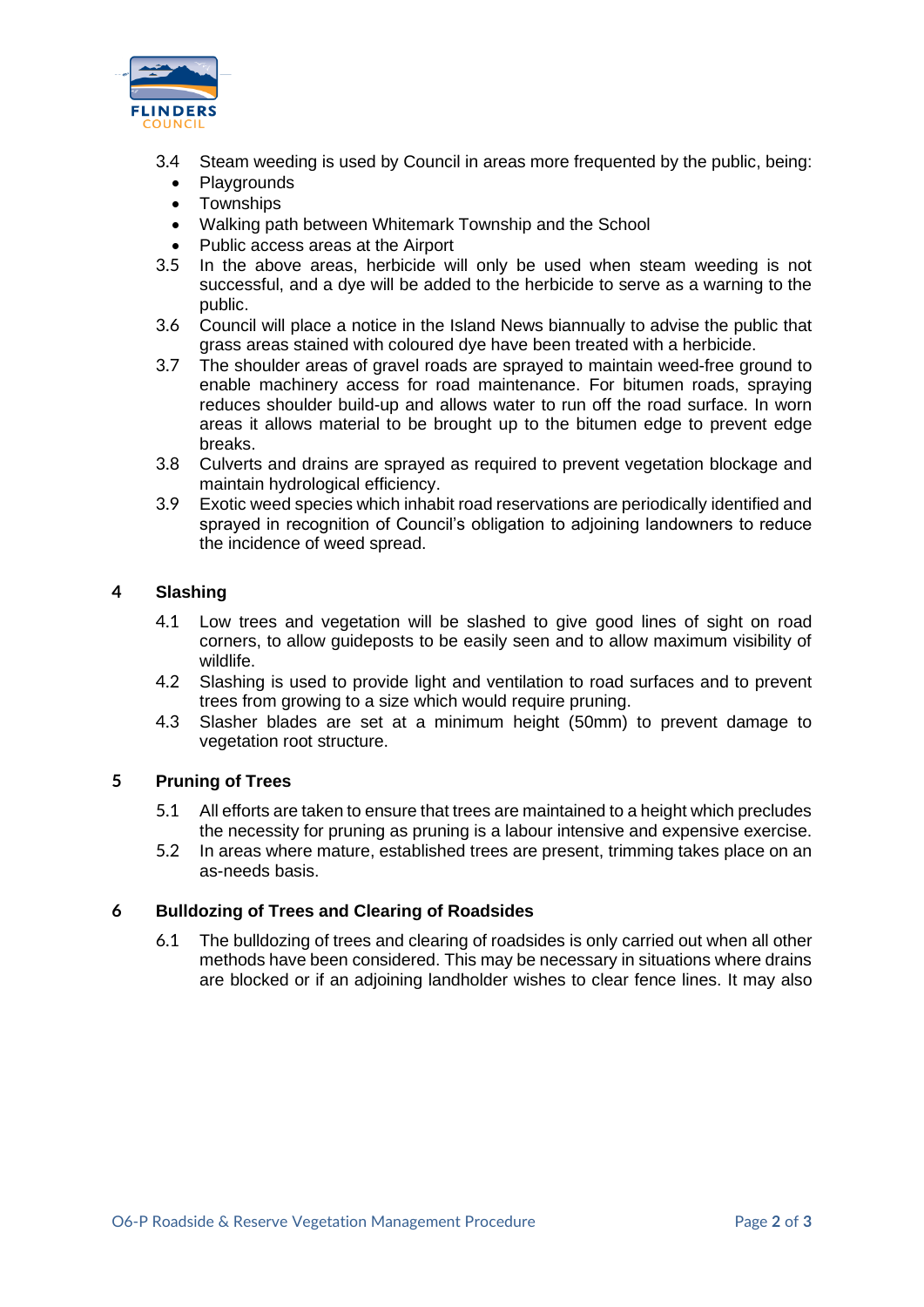3.4 Steam weeding is used by Council in areas more frequented by the public, being:

- Playgrounds
- Townships
- Walking path between Whitemark Township and the School
- Public access areas at the Airport

3.5 In the above areas, herbicide will only be used when steam weeding is not successful, and a dye will be added to the herbicide to serve as a warning to the public.

3.6 Council will place a notice in the Island News biannually to advise the public that grass areas stained with coloured dye have been treated with a herbicide.

3.7 The shoulder areas of gravel roads are sprayed to maintain weed-free ground to enable machinery access for road maintenance. For bitumen roads, spraying reduces shoulder build-up and allows water to run off the road surface. In worn areas it allows material to be brought up to the bitumen edge to prevent edge breaks.

3.8 Culverts and drains are sprayed as required to prevent vegetation blockage and maintain hydrological efficiency.

3.9 Exotic weed species which inhabit road reservations are periodically identified and sprayed in recognition of Council's obligation to adjoining landowners to reduce the incidence of weed spread.

## 4 Slashing

4.1 Low trees and vegetation will be slashed to give good lines of sight on road corners, to allow guideposts to be easily seen and to allow maximum visibility of wildlife.

4.2 Slashing is used to provide light and ventilation to road surfaces and to prevent trees from growing to a size which would require pruning.

4.3 Slasher blades are set at a minimum height (50mm) to prevent damage to vegetation root structure.

## 5 Pruning of Trees

5.1 All efforts are taken to ensure that trees are maintained to a height which precludes the necessity for pruning as pruning is a labour intensive and expensive exercise.

5.2 In areas where mature, established trees are present, trimming takes place on an as-needs basis.

## 6 Bulldozing of Trees and Clearing of Roadsides

6.1 The bulldozing of trees and clearing of roadsides is only carried out when all other methods have been considered. This may be necessary in situations where drains are blocked or if an adjoining landholder wishes to clear fence lines. It may also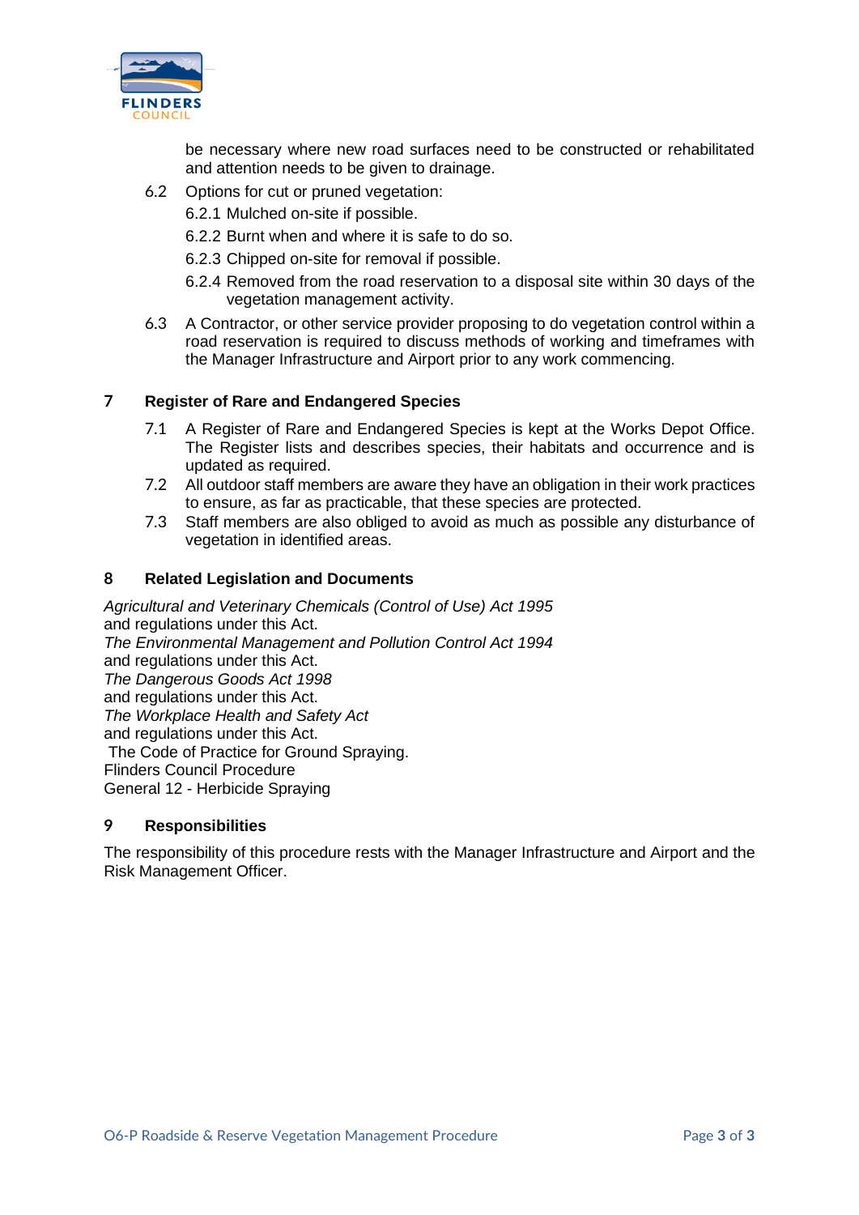be necessary where new road surfaces need to be constructed or rehabilitated and attention needs to be given to drainage.

6.2 Options for cut or pruned vegetation:

6.2.1 Mulched on-site if possible.

6.2.2 Burnt when and where it is safe to do so.

6.2.3 Chipped on-site for removal if possible.

6.2.4 Removed from the road reservation to a disposal site within 30 days of the vegetation management activity.

6.3 A Contractor, or other service provider proposing to do vegetation control within a road reservation is required to discuss methods of working and timeframes with the Manager Infrastructure and Airport prior to any work commencing.

## 7 Register of Rare and Endangered Species

7.1 A Register of Rare and Endangered Species is kept at the Works Depot Office. The Register lists and describes species, their habitats and occurrence and is updated as required.

7.2 All outdoor staff members are aware they have an obligation in their work practices to ensure, as far as practicable, that these species are protected.

7.3 Staff members are also obliged to avoid as much as possible any disturbance of vegetation in identified areas.

## 8 Related Legislation and Documents

*Agricultural and Veterinary Chemicals (Control of Use) Act 1995*
and regulations under this Act.
*The Environmental Management and Pollution Control Act 1994*
and regulations under this Act.
*The Dangerous Goods Act 1998*
and regulations under this Act.
*The Workplace Health and Safety Act*
and regulations under this Act.
The Code of Practice for Ground Spraying.
Flinders Council Procedure
General 12 - Herbicide Spraying

## 9 Responsibilities

The responsibility of this procedure rests with the Manager Infrastructure and Airport and the Risk Management Officer.